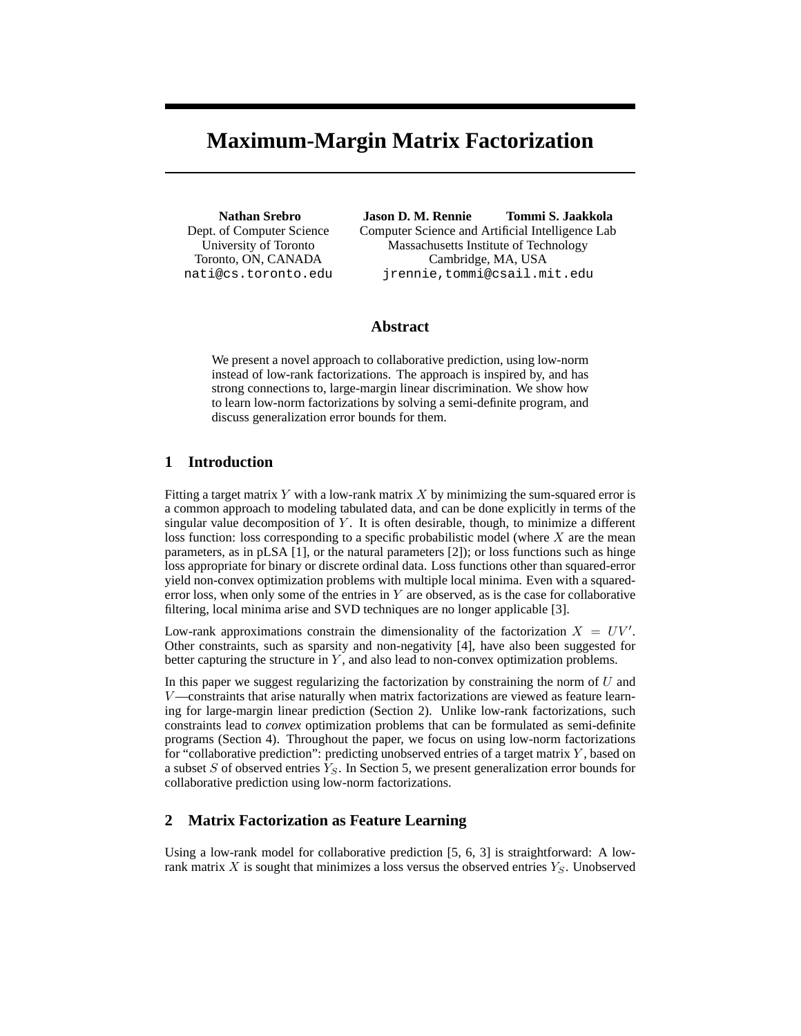# Maximum-Margin Matrix Factorization

**Nathan Srebro**
Dept. of Computer Science
University of Toronto
Toronto, ON, CANADA
nati@cs.toronto.edu

**Jason D. M. Rennie** **Tommi S. Jaakkola**
Computer Science and Artificial Intelligence Lab
Massachusetts Institute of Technology
Cambridge, MA, USA
jrennie,tommi@csail.mit.edu

## Abstract

We present a novel approach to collaborative prediction, using low-norm instead of low-rank factorizations. The approach is inspired by, and has strong connections to, large-margin linear discrimination. We show how to learn low-norm factorizations by solving a semi-definite program, and discuss generalization error bounds for them.

## 1 Introduction

Fitting a target matrix $Y$ with a low-rank matrix $X$ by minimizing the sum-squared error is a common approach to modeling tabulated data, and can be done explicitly in terms of the singular value decomposition of $Y$. It is often desirable, though, to minimize a different loss function: loss corresponding to a specific probabilistic model (where $X$ are the mean parameters, as in pLSA [1], or the natural parameters [2]); or loss functions such as hinge loss appropriate for binary or discrete ordinal data. Loss functions other than squared-error yield non-convex optimization problems with multiple local minima. Even with a squared-error loss, when only some of the entries in $Y$ are observed, as is the case for collaborative filtering, local minima arise and SVD techniques are no longer applicable [3].

Low-rank approximations constrain the dimensionality of the factorization $X = UV'$. Other constraints, such as sparsity and non-negativity [4], have also been suggested for better capturing the structure in $Y$, and also lead to non-convex optimization problems.

In this paper we suggest regularizing the factorization by constraining the norm of $U$ and $V$—constraints that arise naturally when matrix factorizations are viewed as feature learning for large-margin linear prediction (Section 2). Unlike low-rank factorizations, such constraints lead to *convex* optimization problems that can be formulated as semi-definite programs (Section 4). Throughout the paper, we focus on using low-norm factorizations for "collaborative prediction": predicting unobserved entries of a target matrix $Y$, based on a subset $S$ of observed entries $Y_S$. In Section 5, we present generalization error bounds for collaborative prediction using low-norm factorizations.

## 2 Matrix Factorization as Feature Learning

Using a low-rank model for collaborative prediction [5, 6, 3] is straightforward: A low-rank matrix $X$ is sought that minimizes a loss versus the observed entries $Y_S$. Unobserved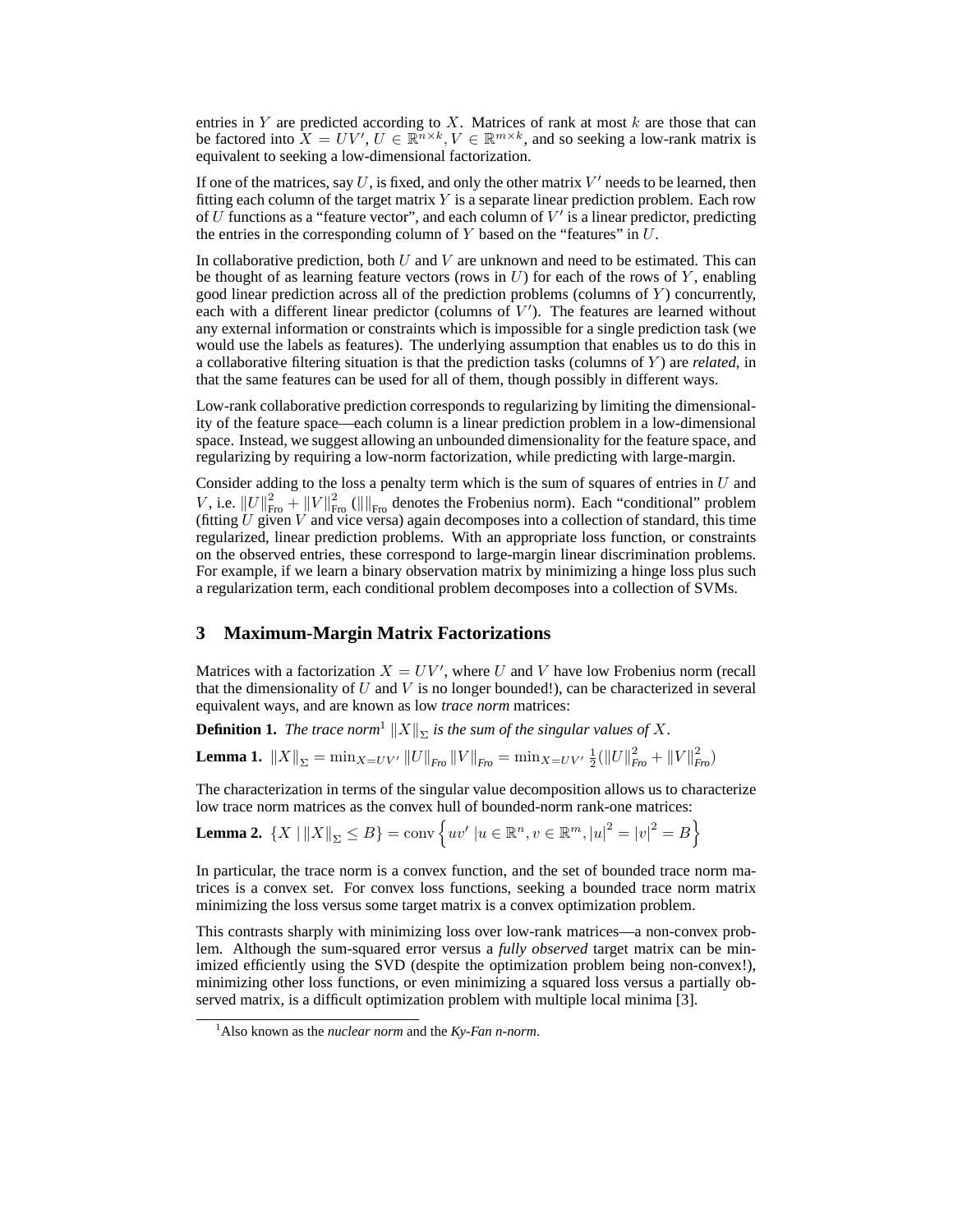entries in $Y$ are predicted according to $X$. Matrices of rank at most $k$ are those that can be factored into $X = UV'$, $U \in \mathbb{R}^{n \times k}, V \in \mathbb{R}^{m \times k}$, and so seeking a low-rank matrix is equivalent to seeking a low-dimensional factorization.

If one of the matrices, say $U$, is fixed, and only the other matrix $V'$ needs to be learned, then fitting each column of the target matrix $Y$ is a separate linear prediction problem. Each row of $U$ functions as a "feature vector", and each column of $V'$ is a linear predictor, predicting the entries in the corresponding column of $Y$ based on the "features" in $U$.

In collaborative prediction, both $U$ and $V$ are unknown and need to be estimated. This can be thought of as learning feature vectors (rows in $U$) for each of the rows of $Y$, enabling good linear prediction across all of the prediction problems (columns of $Y$) concurrently, each with a different linear predictor (columns of $V'$). The features are learned without any external information or constraints which is impossible for a single prediction task (we would use the labels as features). The underlying assumption that enables us to do this in a collaborative filtering situation is that the prediction tasks (columns of $Y$) are *related*, in that the same features can be used for all of them, though possibly in different ways.

Low-rank collaborative prediction corresponds to regularizing by limiting the dimensionality of the feature space—each column is a linear prediction problem in a low-dimensional space. Instead, we suggest allowing an unbounded dimensionality for the feature space, and regularizing by requiring a low-norm factorization, while predicting with large-margin.

Consider adding to the loss a penalty term which is the sum of squares of entries in $U$ and $V$, i.e. $\|U\|^2_{\text{Fro}} + \|V\|^2_{\text{Fro}}$ ($\|\|_{\text{Fro}}$ denotes the Frobenius norm). Each "conditional" problem (fitting $U$ given $V$ and vice versa) again decomposes into a collection of standard, this time regularized, linear prediction problems. With an appropriate loss function, or constraints on the observed entries, these correspond to large-margin linear discrimination problems. For example, if we learn a binary observation matrix by minimizing a hinge loss plus such a regularization term, each conditional problem decomposes into a collection of SVMs.

## 3 Maximum-Margin Matrix Factorizations

Matrices with a factorization $X = UV'$, where $U$ and $V$ have low Frobenius norm (recall that the dimensionality of $U$ and $V$ is no longer bounded!), can be characterized in several equivalent ways, and are known as low *trace norm* matrices:

**Definition 1.** *The trace norm*[1] $\|X\|_\Sigma$ *is the sum of the singular values of* $X$.

**Lemma 1.** $\|X\|_\Sigma = \min_{X=UV'} \|U\|_{Fro} \|V\|_{Fro} = \min_{X=UV'} \frac{1}{2}(\|U\|^2_{Fro} + \|V\|^2_{Fro})$

The characterization in terms of the singular value decomposition allows us to characterize low trace norm matrices as the convex hull of bounded-norm rank-one matrices:

**Lemma 2.** $\{X \mid \|X\|_\Sigma \leq B\} = \text{conv}\left\{uv' \mid u \in \mathbb{R}^n, v \in \mathbb{R}^m, |u|^2 = |v|^2 = B\right\}$

In particular, the trace norm is a convex function, and the set of bounded trace norm matrices is a convex set. For convex loss functions, seeking a bounded trace norm matrix minimizing the loss versus some target matrix is a convex optimization problem.

This contrasts sharply with minimizing loss over low-rank matrices—a non-convex problem. Although the sum-squared error versus a *fully observed* target matrix can be minimized efficiently using the SVD (despite the optimization problem being non-convex!), minimizing other loss functions, or even minimizing a squared loss versus a partially observed matrix, is a difficult optimization problem with multiple local minima [3].

[1] Also known as the *nuclear norm* and the *Ky-Fan n-norm*.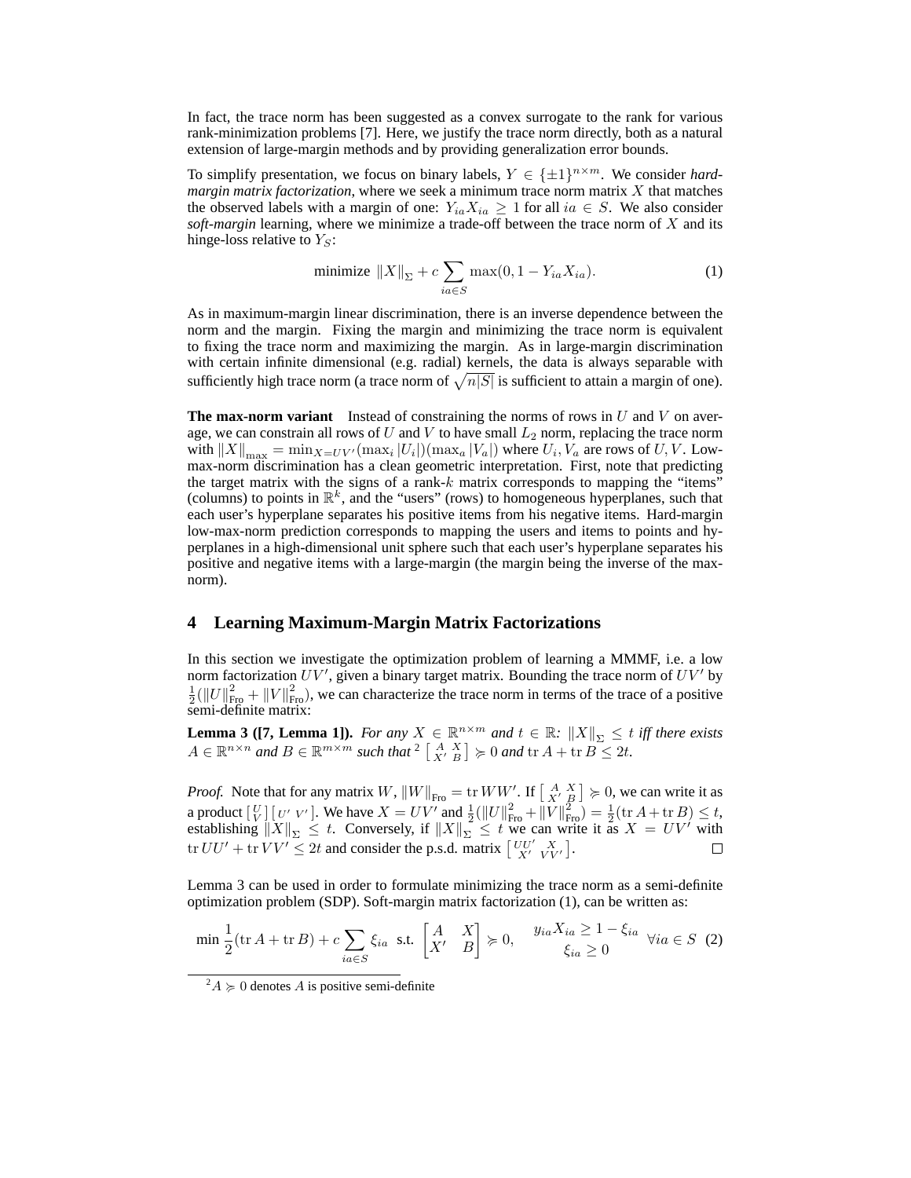In fact, the trace norm has been suggested as a convex surrogate to the rank for various rank-minimization problems [7]. Here, we justify the trace norm directly, both as a natural extension of large-margin methods and by providing generalization error bounds.

To simplify presentation, we focus on binary labels, $Y \in \{\pm 1\}^{n \times m}$. We consider *hard-margin matrix factorization*, where we seek a minimum trace norm matrix $X$ that matches the observed labels with a margin of one: $Y_{ia}X_{ia} \geq 1$ for all $ia \in S$. We also consider *soft-margin* learning, where we minimize a trade-off between the trace norm of $X$ and its hinge-loss relative to $Y_S$:

$$\text{minimize } \|X\|_\Sigma + c \sum_{ia \in S} \max(0, 1 - Y_{ia}X_{ia}). \tag{1}$$

As in maximum-margin linear discrimination, there is an inverse dependence between the norm and the margin. Fixing the margin and minimizing the trace norm is equivalent to fixing the trace norm and maximizing the margin. As in large-margin discrimination with certain infinite dimensional (e.g. radial) kernels, the data is always separable with sufficiently high trace norm (a trace norm of $\sqrt{n|S|}$ is sufficient to attain a margin of one).

**The max-norm variant** Instead of constraining the norms of rows in $U$ and $V$ on average, we can constrain all rows of $U$ and $V$ to have small $L_2$ norm, replacing the trace norm with $\|X\|_{\max} = \min_{X=UV'}(\max_i |U_i|)(\max_a |V_a|)$ where $U_i, V_a$ are rows of $U, V$. Low-max-norm discrimination has a clean geometric interpretation. First, note that predicting the target matrix with the signs of a rank-$k$ matrix corresponds to mapping the "items" (columns) to points in $\mathbb{R}^k$, and the "users" (rows) to homogeneous hyperplanes, such that each user's hyperplane separates his positive items from his negative items. Hard-margin low-max-norm prediction corresponds to mapping the users and items to points and hyperplanes in a high-dimensional unit sphere such that each user's hyperplane separates his positive and negative items with a large-margin (the margin being the inverse of the max-norm).

## 4 Learning Maximum-Margin Matrix Factorizations

In this section we investigate the optimization problem of learning a MMMF, i.e. a low norm factorization $UV'$, given a binary target matrix. Bounding the trace norm of $UV'$ by $\frac{1}{2}(\|U\|^2_{\text{Fro}} + \|V\|^2_{\text{Fro}})$, we can characterize the trace norm in terms of the trace of a positive semi-definite matrix:

**Lemma 3 ([7, Lemma 1]).** *For any $X \in \mathbb{R}^{n \times m}$ and $t \in \mathbb{R}$: $\|X\|_\Sigma \leq t$ iff there exists $A \in \mathbb{R}^{n \times n}$ and $B \in \mathbb{R}^{m \times m}$ such that*[2] $\left[\begin{smallmatrix} A & X \\ X' & B \end{smallmatrix}\right] \succcurlyeq 0$ *and* $\operatorname{tr} A + \operatorname{tr} B \leq 2t$.

*Proof.* Note that for any matrix $W$, $\|W\|_{\text{Fro}} = \operatorname{tr} WW'$. If $\left[\begin{smallmatrix} A & X \\ X' & B \end{smallmatrix}\right] \succcurlyeq 0$, we can write it as a product $\left[\begin{smallmatrix} U \\ V \end{smallmatrix}\right]\left[\begin{smallmatrix} U' & V' \end{smallmatrix}\right]$. We have $X = UV'$ and $\frac{1}{2}(\|U\|^2_{\text{Fro}} + \|V\|^2_{\text{Fro}}) = \frac{1}{2}(\operatorname{tr} A + \operatorname{tr} B) \leq t$, establishing $\|X\|_\Sigma \leq t$. Conversely, if $\|X\|_\Sigma \leq t$ we can write it as $X = UV'$ with $\operatorname{tr} UU' + \operatorname{tr} VV' \leq 2t$ and consider the p.s.d. matrix $\left[\begin{smallmatrix} UU' & X \\ X' & VV' \end{smallmatrix}\right]$. $\square$

Lemma 3 can be used in order to formulate minimizing the trace norm as a semi-definite optimization problem (SDP). Soft-margin matrix factorization (1), can be written as:

$$\min \frac{1}{2}(\operatorname{tr} A + \operatorname{tr} B) + c \sum_{ia \in S} \xi_{ia} \quad \text{s.t.} \quad \begin{bmatrix} A & X \\ X' & B \end{bmatrix} \succcurlyeq 0, \quad \begin{array}{c} y_{ia}X_{ia} \geq 1 - \xi_{ia} \\ \xi_{ia} \geq 0 \end{array} \quad \forall ia \in S \tag{2}$$

[2] $A \succcurlyeq 0$ denotes $A$ is positive semi-definite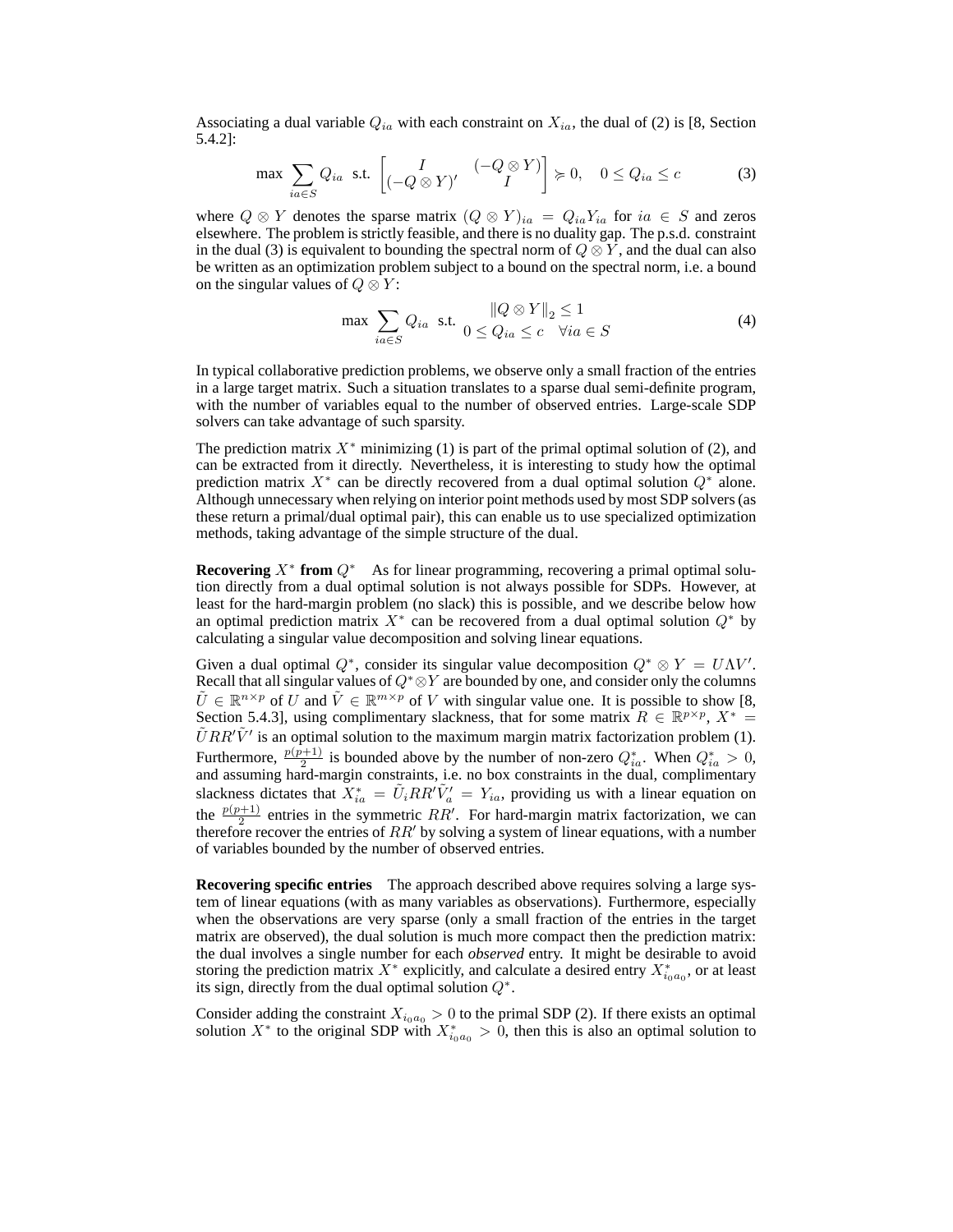Associating a dual variable $Q_{ia}$ with each constraint on $X_{ia}$, the dual of (2) is [8, Section 5.4.2]:

$$\max \sum_{ia \in S} Q_{ia} \;\; \text{s.t.} \;\; \begin{bmatrix} I & (-Q \otimes Y) \\ (-Q \otimes Y)' & I \end{bmatrix} \succcurlyeq 0, \quad 0 \leq Q_{ia} \leq c \tag{3}$$

where $Q \otimes Y$ denotes the sparse matrix $(Q \otimes Y)_{ia} = Q_{ia} Y_{ia}$ for $ia \in S$ and zeros elsewhere. The problem is strictly feasible, and there is no duality gap. The p.s.d. constraint in the dual (3) is equivalent to bounding the spectral norm of $Q \otimes Y$, and the dual can also be written as an optimization problem subject to a bound on the spectral norm, i.e. a bound on the singular values of $Q \otimes Y$:

$$\max \sum_{ia \in S} Q_{ia} \;\; \text{s.t.} \;\; \begin{array}{c} \|Q \otimes Y\|_2 \leq 1 \\ 0 \leq Q_{ia} \leq c \quad \forall ia \in S \end{array} \tag{4}$$

In typical collaborative prediction problems, we observe only a small fraction of the entries in a large target matrix. Such a situation translates to a sparse dual semi-definite program, with the number of variables equal to the number of observed entries. Large-scale SDP solvers can take advantage of such sparsity.

The prediction matrix $X^*$ minimizing (1) is part of the primal optimal solution of (2), and can be extracted from it directly. Nevertheless, it is interesting to study how the optimal prediction matrix $X^*$ can be directly recovered from a dual optimal solution $Q^*$ alone. Although unnecessary when relying on interior point methods used by most SDP solvers (as these return a primal/dual optimal pair), this can enable us to use specialized optimization methods, taking advantage of the simple structure of the dual.

**Recovering $X^*$ from $Q^*$** As for linear programming, recovering a primal optimal solution directly from a dual optimal solution is not always possible for SDPs. However, at least for the hard-margin problem (no slack) this is possible, and we describe below how an optimal prediction matrix $X^*$ can be recovered from a dual optimal solution $Q^*$ by calculating a singular value decomposition and solving linear equations.

Given a dual optimal $Q^*$, consider its singular value decomposition $Q^* \otimes Y = U \Lambda V'$. Recall that all singular values of $Q^* \otimes Y$ are bounded by one, and consider only the columns $\tilde{U} \in \mathbb{R}^{n \times p}$ of $U$ and $\tilde{V} \in \mathbb{R}^{m \times p}$ of $V$ with singular value one. It is possible to show [8, Section 5.4.3], using complimentary slackness, that for some matrix $R \in \mathbb{R}^{p \times p}$, $X^* = \tilde{U} R R' \tilde{V}'$ is an optimal solution to the maximum margin matrix factorization problem (1). Furthermore, $\frac{p(p+1)}{2}$ is bounded above by the number of non-zero $Q^*_{ia}$. When $Q^*_{ia} > 0$, and assuming hard-margin constraints, i.e. no box constraints in the dual, complimentary slackness dictates that $X^*_{ia} = \tilde{U}_i R R' \tilde{V}'_a = Y_{ia}$, providing us with a linear equation on the $\frac{p(p+1)}{2}$ entries in the symmetric $RR'$. For hard-margin matrix factorization, we can therefore recover the entries of $RR'$ by solving a system of linear equations, with a number of variables bounded by the number of observed entries.

**Recovering specific entries** The approach described above requires solving a large system of linear equations (with as many variables as observations). Furthermore, especially when the observations are very sparse (only a small fraction of the entries in the target matrix are observed), the dual solution is much more compact then the prediction matrix: the dual involves a single number for each *observed* entry. It might be desirable to avoid storing the prediction matrix $X^*$ explicitly, and calculate a desired entry $X^*_{i_0 a_0}$, or at least its sign, directly from the dual optimal solution $Q^*$.

Consider adding the constraint $X_{i_0 a_0} > 0$ to the primal SDP (2). If there exists an optimal solution $X^*$ to the original SDP with $X^*_{i_0 a_0} > 0$, then this is also an optimal solution to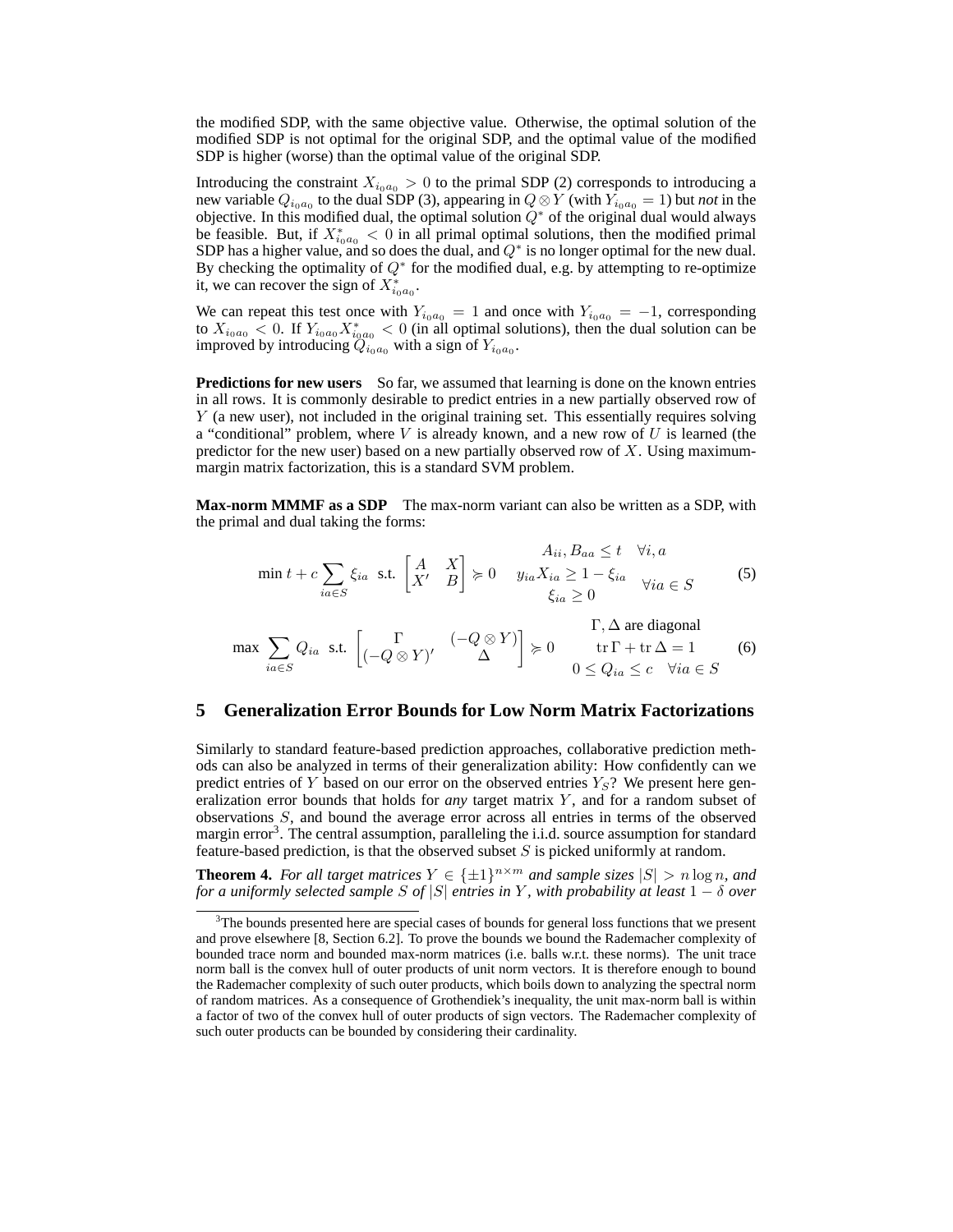the modified SDP, with the same objective value. Otherwise, the optimal solution of the modified SDP is not optimal for the original SDP, and the optimal value of the modified SDP is higher (worse) than the optimal value of the original SDP.

Introducing the constraint $X_{i_0a_0} > 0$ to the primal SDP (2) corresponds to introducing a new variable $Q_{i_0a_0}$ to the dual SDP (3), appearing in $Q \otimes Y$ (with $Y_{i_0a_0} = 1$) but *not* in the objective. In this modified dual, the optimal solution $Q^*$ of the original dual would always be feasible. But, if $X^*_{i_0a_0} < 0$ in all primal optimal solutions, then the modified primal SDP has a higher value, and so does the dual, and $Q^*$ is no longer optimal for the new dual. By checking the optimality of $Q^*$ for the modified dual, e.g. by attempting to re-optimize it, we can recover the sign of $X^*_{i_0a_0}$.

We can repeat this test once with $Y_{i_0a_0} = 1$ and once with $Y_{i_0a_0} = -1$, corresponding to $X_{i_0a_0} < 0$. If $Y_{i_0a_0} X^*_{i_0a_0} < 0$ (in all optimal solutions), then the dual solution can be improved by introducing $Q_{i_0a_0}$ with a sign of $Y_{i_0a_0}$.

**Predictions for new users** So far, we assumed that learning is done on the known entries in all rows. It is commonly desirable to predict entries in a new partially observed row of $Y$ (a new user), not included in the original training set. This essentially requires solving a "conditional" problem, where $V$ is already known, and a new row of $U$ is learned (the predictor for the new user) based on a new partially observed row of $X$. Using maximum-margin matrix factorization, this is a standard SVM problem.

**Max-norm MMMF as a SDP** The max-norm variant can also be written as a SDP, with the primal and dual taking the forms:

$$\min t + c \sum_{ia \in S} \xi_{ia} \;\text{ s.t. } \begin{bmatrix} A & X \\ X' & B \end{bmatrix} \succcurlyeq 0 \quad \begin{array}{cl} A_{ii}, B_{aa} \le t & \forall i, a \\ y_{ia} X_{ia} \ge 1 - \xi_{ia} & \\ \xi_{ia} \ge 0 & \forall ia \in S \end{array} \tag{5}$$

$$\max \sum_{ia \in S} Q_{ia} \;\text{ s.t. } \begin{bmatrix} \Gamma & (-Q \otimes Y) \\ (-Q \otimes Y)' & \Delta \end{bmatrix} \succcurlyeq 0 \quad \begin{array}{c} \Gamma, \Delta \text{ are diagonal} \\ \operatorname{tr} \Gamma + \operatorname{tr} \Delta = 1 \\ 0 \le Q_{ia} \le c \quad \forall ia \in S \end{array} \tag{6}$$

## 5 Generalization Error Bounds for Low Norm Matrix Factorizations

Similarly to standard feature-based prediction approaches, collaborative prediction methods can also be analyzed in terms of their generalization ability: How confidently can we predict entries of $Y$ based on our error on the observed entries $Y_S$? We present here generalization error bounds that holds for *any* target matrix $Y$, and for a random subset of observations $S$, and bound the average error across all entries in terms of the observed margin error[3]. The central assumption, paralleling the i.i.d. source assumption for standard feature-based prediction, is that the observed subset $S$ is picked uniformly at random.

**Theorem 4.** *For all target matrices $Y \in \{\pm 1\}^{n \times m}$ and sample sizes $|S| > n \log n$, and for a uniformly selected sample $S$ of $|S|$ entries in $Y$, with probability at least $1 - \delta$ over*

---

[3] The bounds presented here are special cases of bounds for general loss functions that we present and prove elsewhere [8, Section 6.2]. To prove the bounds we bound the Rademacher complexity of bounded trace norm and bounded max-norm matrices (i.e. balls w.r.t. these norms). The unit trace norm ball is the convex hull of outer products of unit norm vectors. It is therefore enough to bound the Rademacher complexity of such outer products, which boils down to analyzing the spectral norm of random matrices. As a consequence of Grothendiek's inequality, the unit max-norm ball is within a factor of two of the convex hull of outer products of sign vectors. The Rademacher complexity of such outer products can be bounded by considering their cardinality.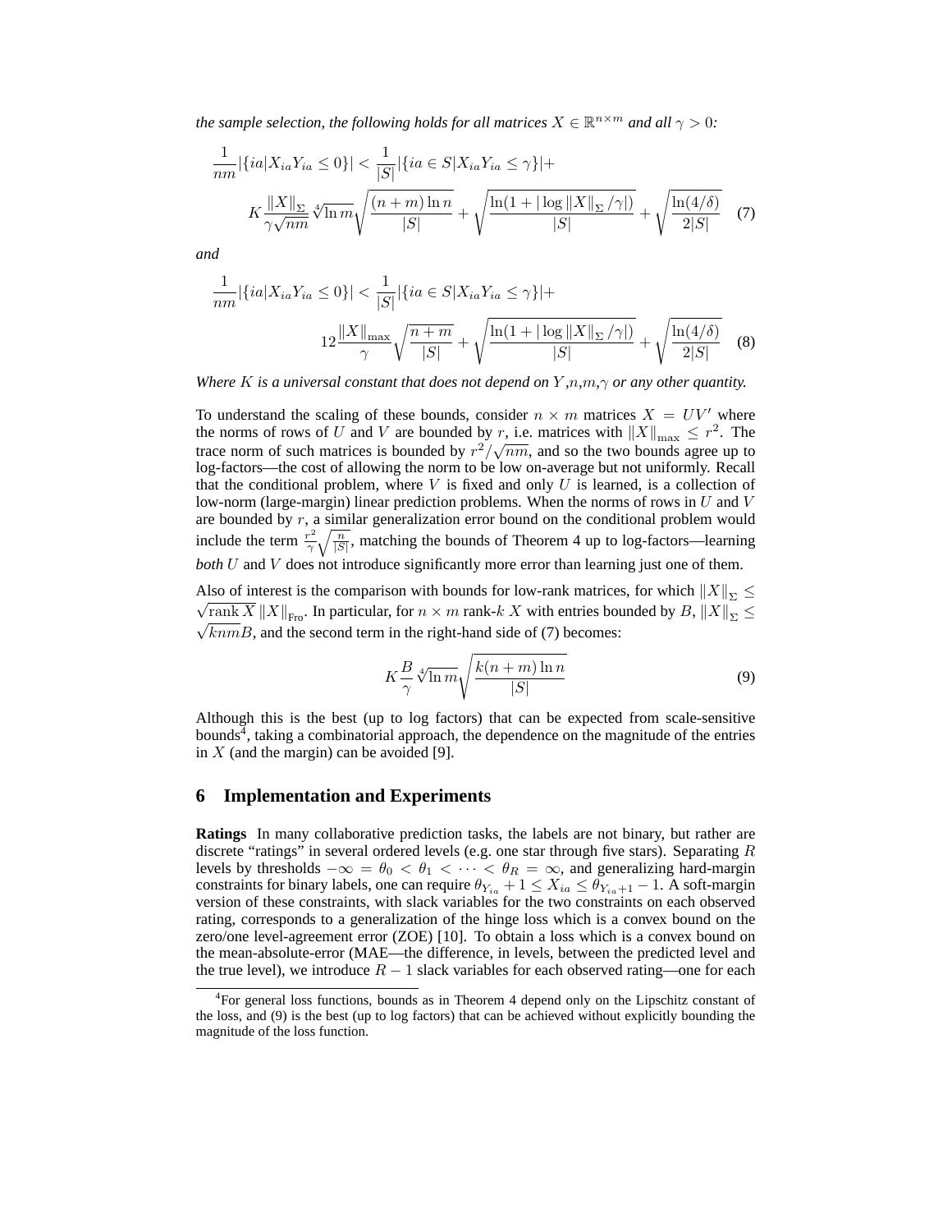*the sample selection, the following holds for all matrices $X \in \mathbb{R}^{n\times m}$ and all $\gamma > 0$:*

$$\frac{1}{nm}|\{ia|X_{ia}Y_{ia} \leq 0\}| < \frac{1}{|S|}|\{ia \in S|X_{ia}Y_{ia} \leq \gamma\}|+ \\ K\frac{\|X\|_\Sigma}{\gamma\sqrt{nm}}\sqrt[4]{\ln m}\sqrt{\frac{(n+m)\ln n}{|S|}} + \sqrt{\frac{\ln(1+|\log\|X\|_\Sigma/\gamma|)}{|S|}} + \sqrt{\frac{\ln(4/\delta)}{2|S|}} \quad (7)$$

*and*

$$\frac{1}{nm}|\{ia|X_{ia}Y_{ia} \leq 0\}| < \frac{1}{|S|}|\{ia \in S|X_{ia}Y_{ia} \leq \gamma\}|+ \\ 12\frac{\|X\|_{\max}}{\gamma}\sqrt{\frac{n+m}{|S|}} + \sqrt{\frac{\ln(1+|\log\|X\|_\Sigma/\gamma|)}{|S|}} + \sqrt{\frac{\ln(4/\delta)}{2|S|}} \quad (8)$$

*Where $K$ is a universal constant that does not depend on $Y$,$n$,$m$,$\gamma$ or any other quantity.*

To understand the scaling of these bounds, consider $n \times m$ matrices $X = UV'$ where the norms of rows of $U$ and $V$ are bounded by $r$, i.e. matrices with $\|X\|_{\max} \leq r^2$. The trace norm of such matrices is bounded by $r^2/\sqrt{nm}$, and so the two bounds agree up to log-factors—the cost of allowing the norm to be low on-average but not uniformly. Recall that the conditional problem, where $V$ is fixed and only $U$ is learned, is a collection of low-norm (large-margin) linear prediction problems. When the norms of rows in $U$ and $V$ are bounded by $r$, a similar generalization error bound on the conditional problem would include the term $\frac{r^2}{\gamma}\sqrt{\frac{n}{|S|}}$, matching the bounds of Theorem 4 up to log-factors—learning *both* $U$ and $V$ does not introduce significantly more error than learning just one of them.

Also of interest is the comparison with bounds for low-rank matrices, for which $\|X\|_\Sigma \leq \sqrt{\operatorname{rank} X}\,\|X\|_{\text{Fro}}$. In particular, for $n \times m$ rank-$k$ $X$ with entries bounded by $B$, $\|X\|_\Sigma \leq \sqrt{knm}B$, and the second term in the right-hand side of (7) becomes:

$$K\frac{B}{\gamma}\sqrt[4]{\ln m}\sqrt{\frac{k(n+m)\ln n}{|S|}} \quad (9)$$

Although this is the best (up to log factors) that can be expected from scale-sensitive bounds[4], taking a combinatorial approach, the dependence on the magnitude of the entries in $X$ (and the margin) can be avoided [9].

## 6 Implementation and Experiments

**Ratings** In many collaborative prediction tasks, the labels are not binary, but rather are discrete "ratings" in several ordered levels (e.g. one star through five stars). Separating $R$ levels by thresholds $-\infty = \theta_0 < \theta_1 < \cdots < \theta_R = \infty$, and generalizing hard-margin constraints for binary labels, one can require $\theta_{Y_{ia}} + 1 \leq X_{ia} \leq \theta_{Y_{ia}+1} - 1$. A soft-margin version of these constraints, with slack variables for the two constraints on each observed rating, corresponds to a generalization of the hinge loss which is a convex bound on the zero/one level-agreement error (ZOE) [10]. To obtain a loss which is a convex bound on the mean-absolute-error (MAE—the difference, in levels, between the predicted level and the true level), we introduce $R - 1$ slack variables for each observed rating—one for each

[4]For general loss functions, bounds as in Theorem 4 depend only on the Lipschitz constant of the loss, and (9) is the best (up to log factors) that can be achieved without explicitly bounding the magnitude of the loss function.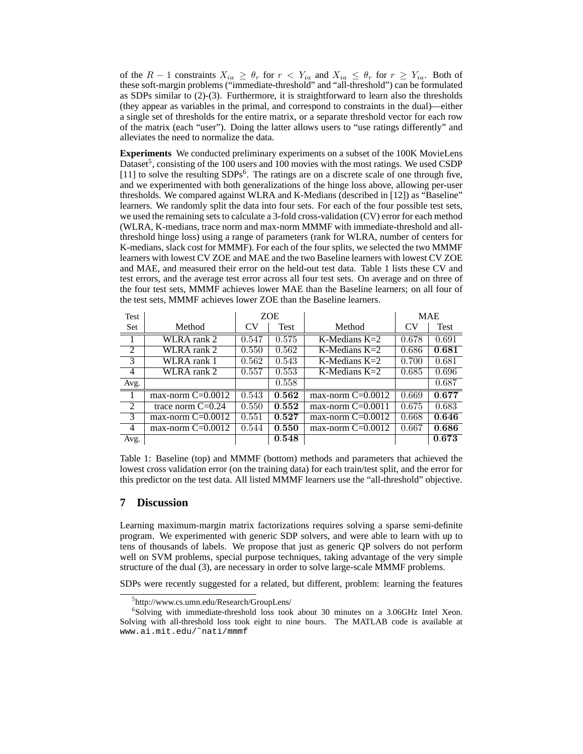of the $R-1$ constraints $X_{ia} \geq \theta_r$ for $r < Y_{ia}$ and $X_{ia} \leq \theta_r$ for $r \geq Y_{ia}$. Both of these soft-margin problems ("immediate-threshold" and "all-threshold") can be formulated as SDPs similar to (2)-(3). Furthermore, it is straightforward to learn also the thresholds (they appear as variables in the primal, and correspond to constraints in the dual)—either a single set of thresholds for the entire matrix, or a separate threshold vector for each row of the matrix (each "user"). Doing the latter allows users to "use ratings differently" and alleviates the need to normalize the data.

**Experiments** We conducted preliminary experiments on a subset of the 100K MovieLens Dataset[5], consisting of the 100 users and 100 movies with the most ratings. We used CSDP [11] to solve the resulting SDPs[6]. The ratings are on a discrete scale of one through five, and we experimented with both generalizations of the hinge loss above, allowing per-user thresholds. We compared against WLRA and K-Medians (described in [12]) as "Baseline" learners. We randomly split the data into four sets. For each of the four possible test sets, we used the remaining sets to calculate a 3-fold cross-validation (CV) error for each method (WLRA, K-medians, trace norm and max-norm MMMF with immediate-threshold and all-threshold hinge loss) using a range of parameters (rank for WLRA, number of centers for K-medians, slack cost for MMMF). For each of the four splits, we selected the two MMMF learners with lowest CV ZOE and MAE and the two Baseline learners with lowest CV ZOE and MAE, and measured their error on the held-out test data. Table 1 lists these CV and test errors, and the average test error across all four test sets. On average and on three of the four test sets, MMMF achieves lower MAE than the Baseline learners; on all four of the test sets, MMMF achieves lower ZOE than the Baseline learners.

| Test Set | Method | ZOE CV | ZOE Test | Method | MAE CV | MAE Test |
|---|---|---|---|---|---|---|
| 1 | WLRA rank 2 | 0.547 | 0.575 | K-Medians K=2 | 0.678 | 0.691 |
| 2 | WLRA rank 2 | 0.550 | 0.562 | K-Medians K=2 | 0.686 | **0.681** |
| 3 | WLRA rank 1 | 0.562 | 0.543 | K-Medians K=2 | 0.700 | 0.681 |
| 4 | WLRA rank 2 | 0.557 | 0.553 | K-Medians K=2 | 0.685 | 0.696 |
| Avg. | | | 0.558 | | | 0.687 |
| 1 | max-norm C=0.0012 | 0.543 | **0.562** | max-norm C=0.0012 | 0.669 | **0.677** |
| 2 | trace norm C=0.24 | 0.550 | **0.552** | max-norm C=0.0011 | 0.675 | 0.683 |
| 3 | max-norm C=0.0012 | 0.551 | **0.527** | max-norm C=0.0012 | 0.668 | **0.646** |
| 4 | max-norm C=0.0012 | 0.544 | **0.550** | max-norm C=0.0012 | 0.667 | **0.686** |
| Avg. | | | **0.548** | | | **0.673** |

Table 1: Baseline (top) and MMMF (bottom) methods and parameters that achieved the lowest cross validation error (on the training data) for each train/test split, and the error for this predictor on the test data. All listed MMMF learners use the "all-threshold" objective.

## 7 Discussion

Learning maximum-margin matrix factorizations requires solving a sparse semi-definite program. We experimented with generic SDP solvers, and were able to learn with up to tens of thousands of labels. We propose that just as generic QP solvers do not perform well on SVM problems, special purpose techniques, taking advantage of the very simple structure of the dual (3), are necessary in order to solve large-scale MMMF problems.

SDPs were recently suggested for a related, but different, problem: learning the features

[5] http://www.cs.umn.edu/Research/GroupLens/

[6] Solving with immediate-threshold loss took about 30 minutes on a 3.06GHz Intel Xeon. Solving with all-threshold loss took eight to nine hours. The MATLAB code is available at `www.ai.mit.edu/~nati/mmmf`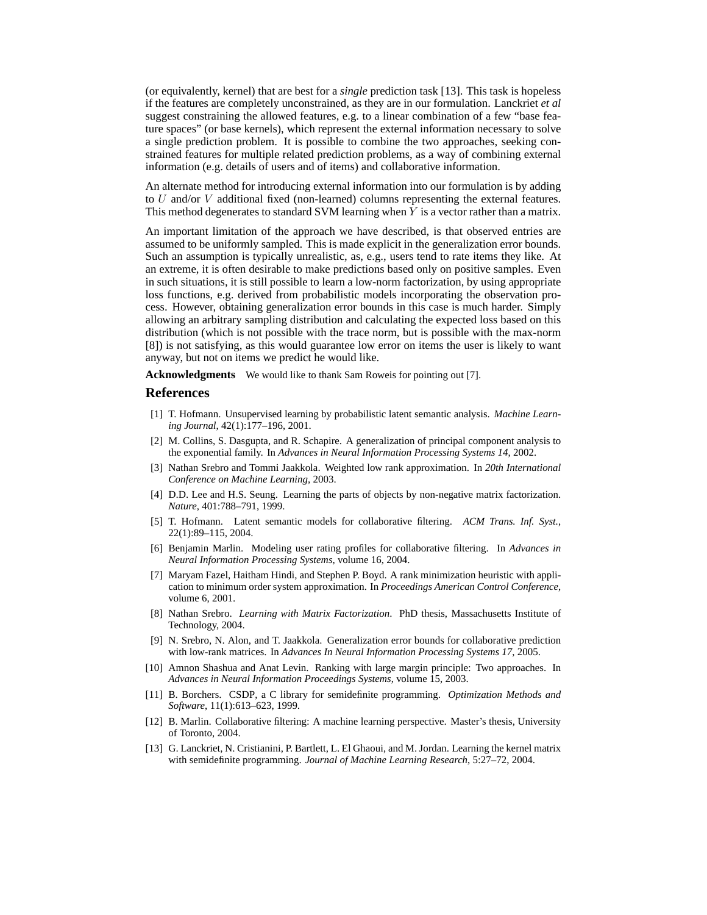(or equivalently, kernel) that are best for a *single* prediction task [13]. This task is hopeless if the features are completely unconstrained, as they are in our formulation. Lanckriet *et al* suggest constraining the allowed features, e.g. to a linear combination of a few "base feature spaces" (or base kernels), which represent the external information necessary to solve a single prediction problem. It is possible to combine the two approaches, seeking constrained features for multiple related prediction problems, as a way of combining external information (e.g. details of users and of items) and collaborative information.

An alternate method for introducing external information into our formulation is by adding to $U$ and/or $V$ additional fixed (non-learned) columns representing the external features. This method degenerates to standard SVM learning when $Y$ is a vector rather than a matrix.

An important limitation of the approach we have described, is that observed entries are assumed to be uniformly sampled. This is made explicit in the generalization error bounds. Such an assumption is typically unrealistic, as, e.g., users tend to rate items they like. At an extreme, it is often desirable to make predictions based only on positive samples. Even in such situations, it is still possible to learn a low-norm factorization, by using appropriate loss functions, e.g. derived from probabilistic models incorporating the observation process. However, obtaining generalization error bounds in this case is much harder. Simply allowing an arbitrary sampling distribution and calculating the expected loss based on this distribution (which is not possible with the trace norm, but is possible with the max-norm [8]) is not satisfying, as this would guarantee low error on items the user is likely to want anyway, but not on items we predict he would like.

**Acknowledgments** We would like to thank Sam Roweis for pointing out [7].

## References

[1] T. Hofmann. Unsupervised learning by probabilistic latent semantic analysis. *Machine Learning Journal*, 42(1):177–196, 2001.

[2] M. Collins, S. Dasgupta, and R. Schapire. A generalization of principal component analysis to the exponential family. In *Advances in Neural Information Processing Systems 14*, 2002.

[3] Nathan Srebro and Tommi Jaakkola. Weighted low rank approximation. In *20th International Conference on Machine Learning*, 2003.

[4] D.D. Lee and H.S. Seung. Learning the parts of objects by non-negative matrix factorization. *Nature*, 401:788–791, 1999.

[5] T. Hofmann. Latent semantic models for collaborative filtering. *ACM Trans. Inf. Syst.*, 22(1):89–115, 2004.

[6] Benjamin Marlin. Modeling user rating profiles for collaborative filtering. In *Advances in Neural Information Processing Systems*, volume 16, 2004.

[7] Maryam Fazel, Haitham Hindi, and Stephen P. Boyd. A rank minimization heuristic with application to minimum order system approximation. In *Proceedings American Control Conference*, volume 6, 2001.

[8] Nathan Srebro. *Learning with Matrix Factorization*. PhD thesis, Massachusetts Institute of Technology, 2004.

[9] N. Srebro, N. Alon, and T. Jaakkola. Generalization error bounds for collaborative prediction with low-rank matrices. In *Advances In Neural Information Processing Systems 17*, 2005.

[10] Amnon Shashua and Anat Levin. Ranking with large margin principle: Two approaches. In *Advances in Neural Information Proceedings Systems*, volume 15, 2003.

[11] B. Borchers. CSDP, a C library for semidefinite programming. *Optimization Methods and Software*, 11(1):613–623, 1999.

[12] B. Marlin. Collaborative filtering: A machine learning perspective. Master's thesis, University of Toronto, 2004.

[13] G. Lanckriet, N. Cristianini, P. Bartlett, L. El Ghaoui, and M. Jordan. Learning the kernel matrix with semidefinite programming. *Journal of Machine Learning Research*, 5:27–72, 2004.